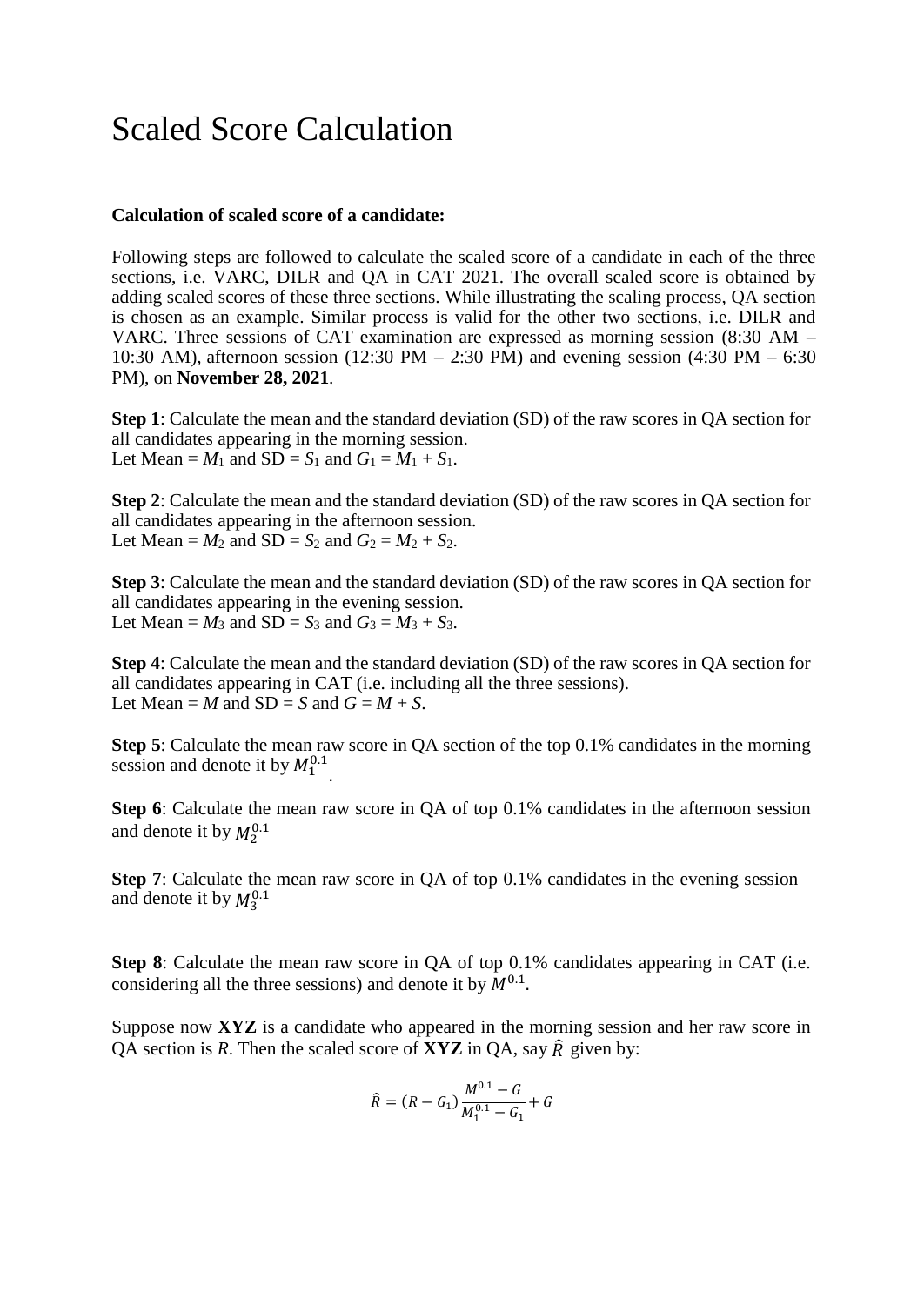# Scaled Score Calculation

**Calculation of scaled score of a candidate:**

Following steps are followed to calculate the scaled score of a candidate in each of the three sections, i.e. VARC, DILR and QA in CAT 2021. The overall scaled score is obtained by adding scaled scores of these three sections. While illustrating the scaling process, QA section is chosen as an example. Similar process is valid for the other two sections, i.e. DILR and VARC. Three sessions of CAT examination are expressed as morning session (8:30 AM – 10:30 AM), afternoon session (12:30 PM – 2:30 PM) and evening session (4:30 PM – 6:30 PM), on **November 28, 2021**.

**Step 1**: Calculate the mean and the standard deviation (SD) of the raw scores in QA section for all candidates appearing in the morning session.
Let Mean = $M_1$ and SD = $S_1$ and $G_1 = M_1 + S_1$.

**Step 2**: Calculate the mean and the standard deviation (SD) of the raw scores in QA section for all candidates appearing in the afternoon session.
Let Mean = $M_2$ and SD = $S_2$ and $G_2 = M_2 + S_2$.

**Step 3**: Calculate the mean and the standard deviation (SD) of the raw scores in QA section for all candidates appearing in the evening session.
Let Mean = $M_3$ and SD = $S_3$ and $G_3 = M_3 + S_3$.

**Step 4**: Calculate the mean and the standard deviation (SD) of the raw scores in QA section for all candidates appearing in CAT (i.e. including all the three sessions).
Let Mean = $M$ and SD = $S$ and $G = M + S$.

**Step 5**: Calculate the mean raw score in QA section of the top 0.1% candidates in the morning session and denote it by $M_1^{0.1}$.

**Step 6**: Calculate the mean raw score in QA of top 0.1% candidates in the afternoon session and denote it by $M_2^{0.1}$

**Step 7**: Calculate the mean raw score in QA of top 0.1% candidates in the evening session and denote it by $M_3^{0.1}$

**Step 8**: Calculate the mean raw score in QA of top 0.1% candidates appearing in CAT (i.e. considering all the three sessions) and denote it by $M^{0.1}$.

Suppose now **XYZ** is a candidate who appeared in the morning session and her raw score in QA section is $R$. Then the scaled score of **XYZ** in QA, say $\hat{R}$ given by:

$$\hat{R} = (R - G_1)\frac{M^{0.1} - G}{M_1^{0.1} - G_1} + G$$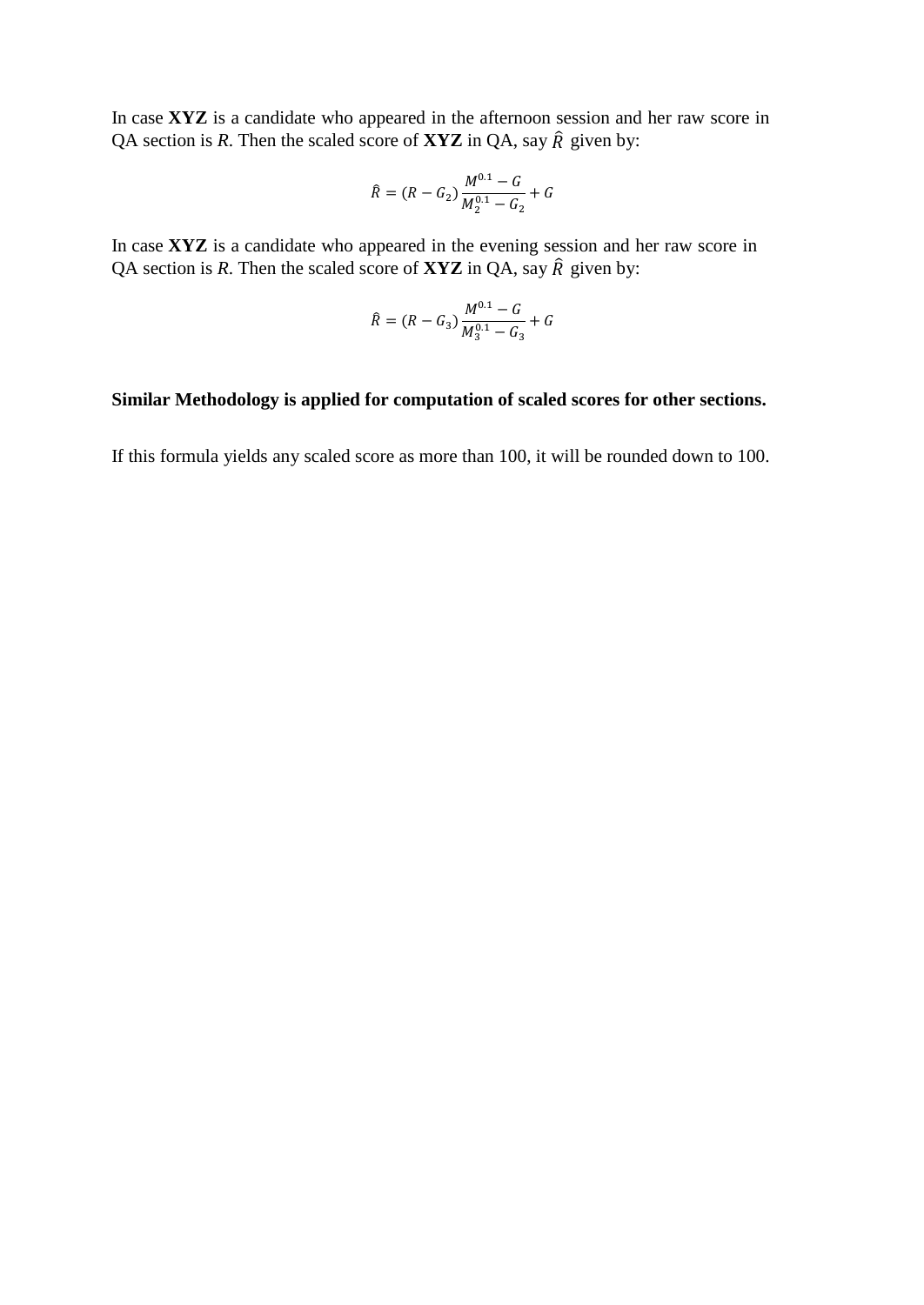In case **XYZ** is a candidate who appeared in the afternoon session and her raw score in QA section is $R$. Then the scaled score of **XYZ** in QA, say $\hat{R}$ given by:

$$\hat{R} = (R - G_2)\frac{M^{0.1} - G}{M_2^{0.1} - G_2} + G$$

In case **XYZ** is a candidate who appeared in the evening session and her raw score in QA section is $R$. Then the scaled score of **XYZ** in QA, say $\hat{R}$ given by:

$$\hat{R} = (R - G_3)\frac{M^{0.1} - G}{M_3^{0.1} - G_3} + G$$

**Similar Methodology is applied for computation of scaled scores for other sections.**

If this formula yields any scaled score as more than 100, it will be rounded down to 100.